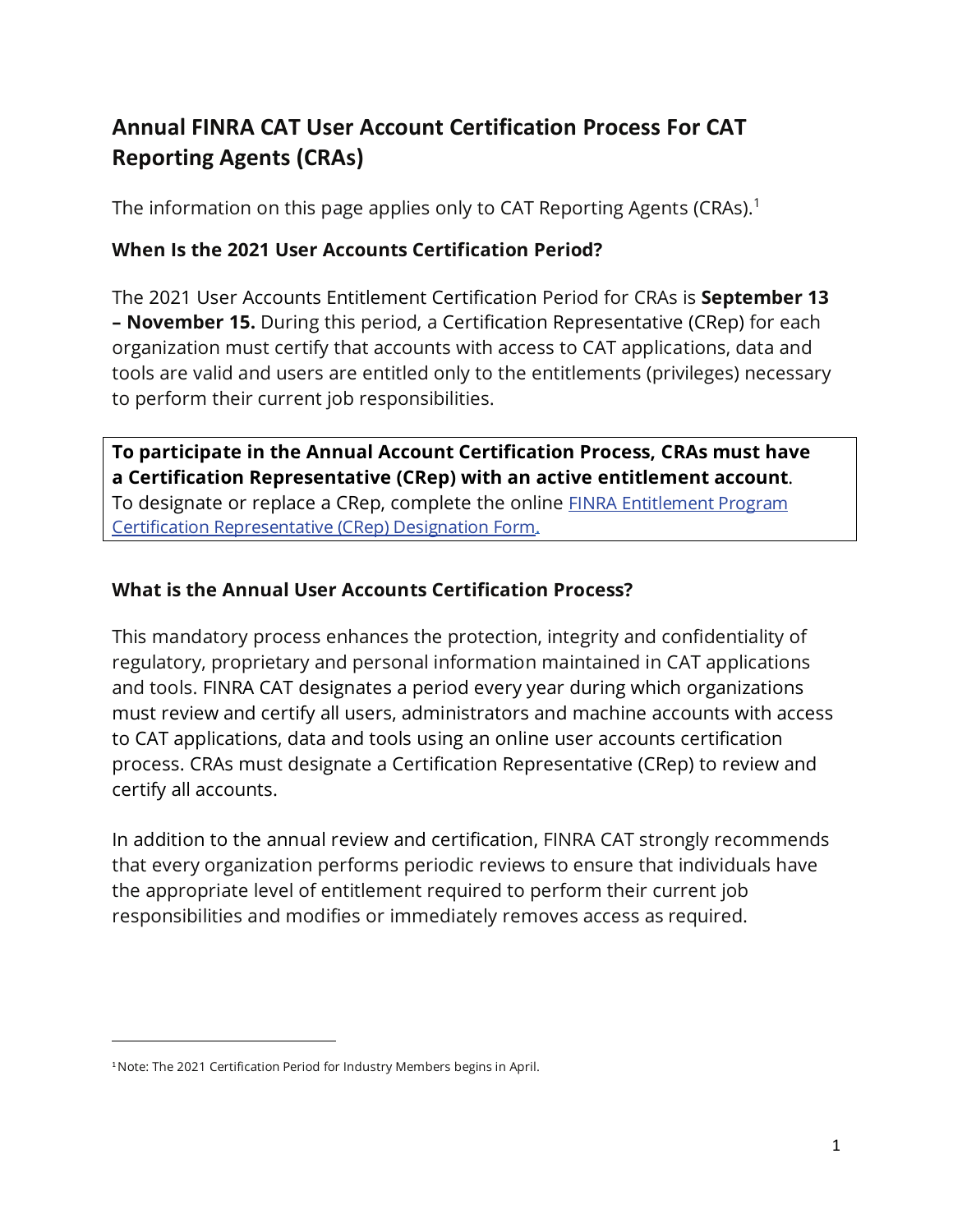# Annual FINRA CAT User Account Certification Process For CAT Reporting Agents (CRAs)

The information on this page applies only to CAT Reporting Agents (CRAs).[1]

### When Is the 2021 User Accounts Certification Period?

The 2021 User Accounts Entitlement Certification Period for CRAs is **September 13 – November 15.** During this period, a Certification Representative (CRep) for each organization must certify that accounts with access to CAT applications, data and tools are valid and users are entitled only to the entitlements (privileges) necessary to perform their current job responsibilities.

**To participate in the Annual Account Certification Process, CRAs must have a Certification Representative (CRep) with an active entitlement account**. To designate or replace a CRep, complete the online [FINRA Entitlement Program Certification Representative (CRep) Designation Form](). 

### What is the Annual User Accounts Certification Process?

This mandatory process enhances the protection, integrity and confidentiality of regulatory, proprietary and personal information maintained in CAT applications and tools. FINRA CAT designates a period every year during which organizations must review and certify all users, administrators and machine accounts with access to CAT applications, data and tools using an online user accounts certification process. CRAs must designate a Certification Representative (CRep) to review and certify all accounts.

In addition to the annual review and certification, FINRA CAT strongly recommends that every organization performs periodic reviews to ensure that individuals have the appropriate level of entitlement required to perform their current job responsibilities and modifies or immediately removes access as required.

---

[1] Note: The 2021 Certification Period for Industry Members begins in April.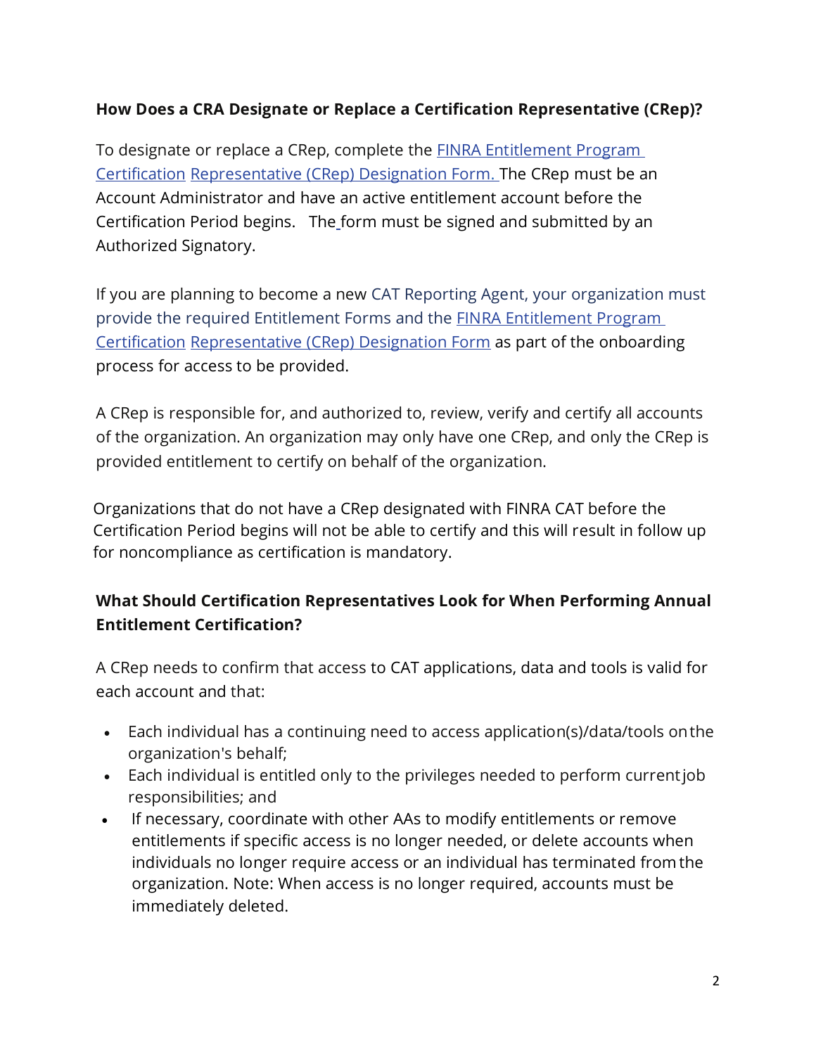**How Does a CRA Designate or Replace a Certification Representative (CRep)?**

To designate or replace a CRep, complete the FINRA Entitlement Program Certification Representative (CRep) Designation Form. The CRep must be an Account Administrator and have an active entitlement account before the Certification Period begins. The form must be signed and submitted by an Authorized Signatory.

If you are planning to become a new CAT Reporting Agent, your organization must provide the required Entitlement Forms and the FINRA Entitlement Program Certification Representative (CRep) Designation Form as part of the onboarding process for access to be provided.

A CRep is responsible for, and authorized to, review, verify and certify all accounts of the organization. An organization may only have one CRep, and only the CRep is provided entitlement to certify on behalf of the organization.

Organizations that do not have a CRep designated with FINRA CAT before the Certification Period begins will not be able to certify and this will result in follow up for noncompliance as certification is mandatory.

**What Should Certification Representatives Look for When Performing Annual Entitlement Certification?**

A CRep needs to confirm that access to CAT applications, data and tools is valid for each account and that:

- Each individual has a continuing need to access application(s)/data/tools on the organization's behalf;
- Each individual is entitled only to the privileges needed to perform current job responsibilities; and
- If necessary, coordinate with other AAs to modify entitlements or remove entitlements if specific access is no longer needed, or delete accounts when individuals no longer require access or an individual has terminated from the organization. Note: When access is no longer required, accounts must be immediately deleted.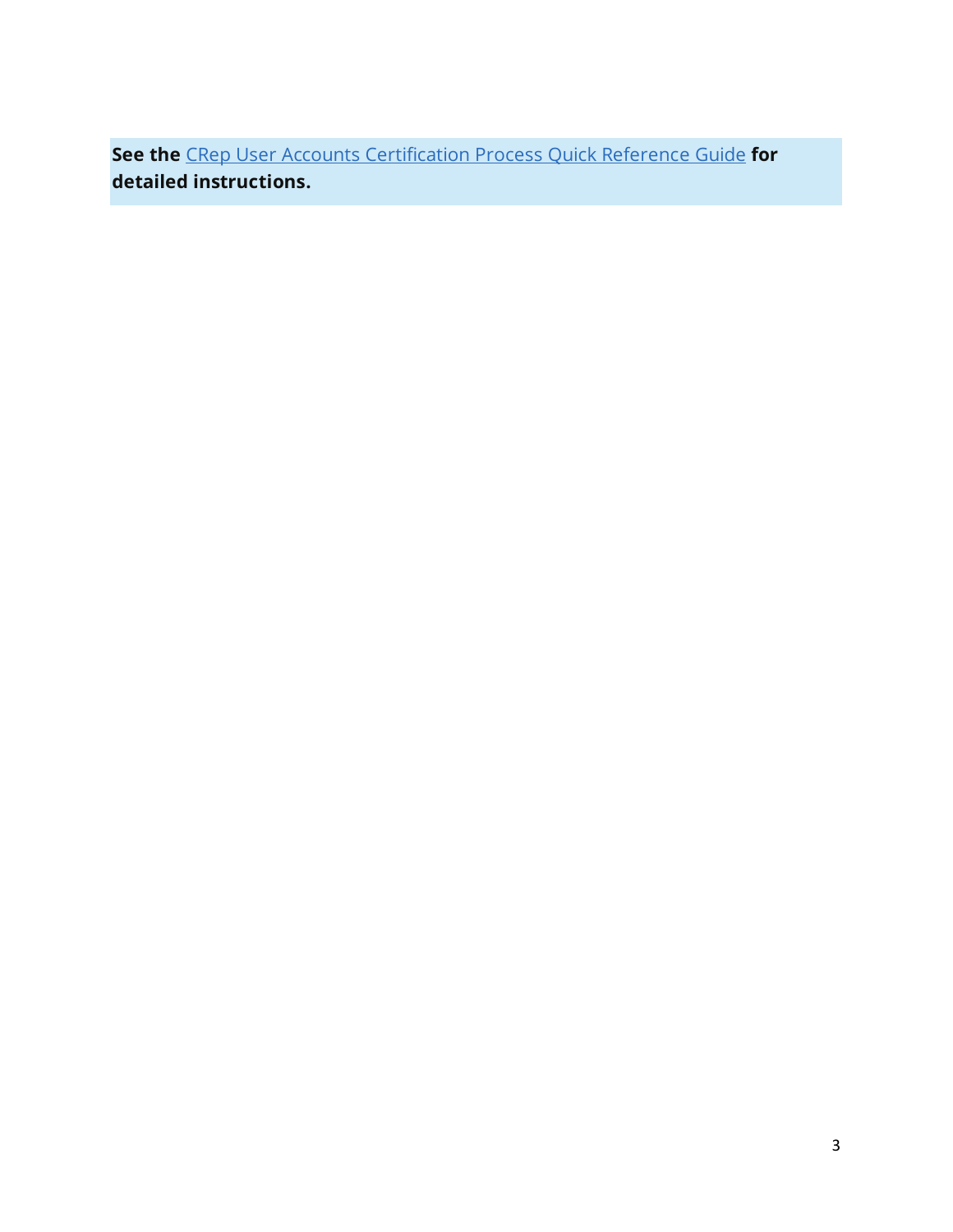**See the** CRep User Accounts Certification Process Quick Reference Guide **for detailed instructions.**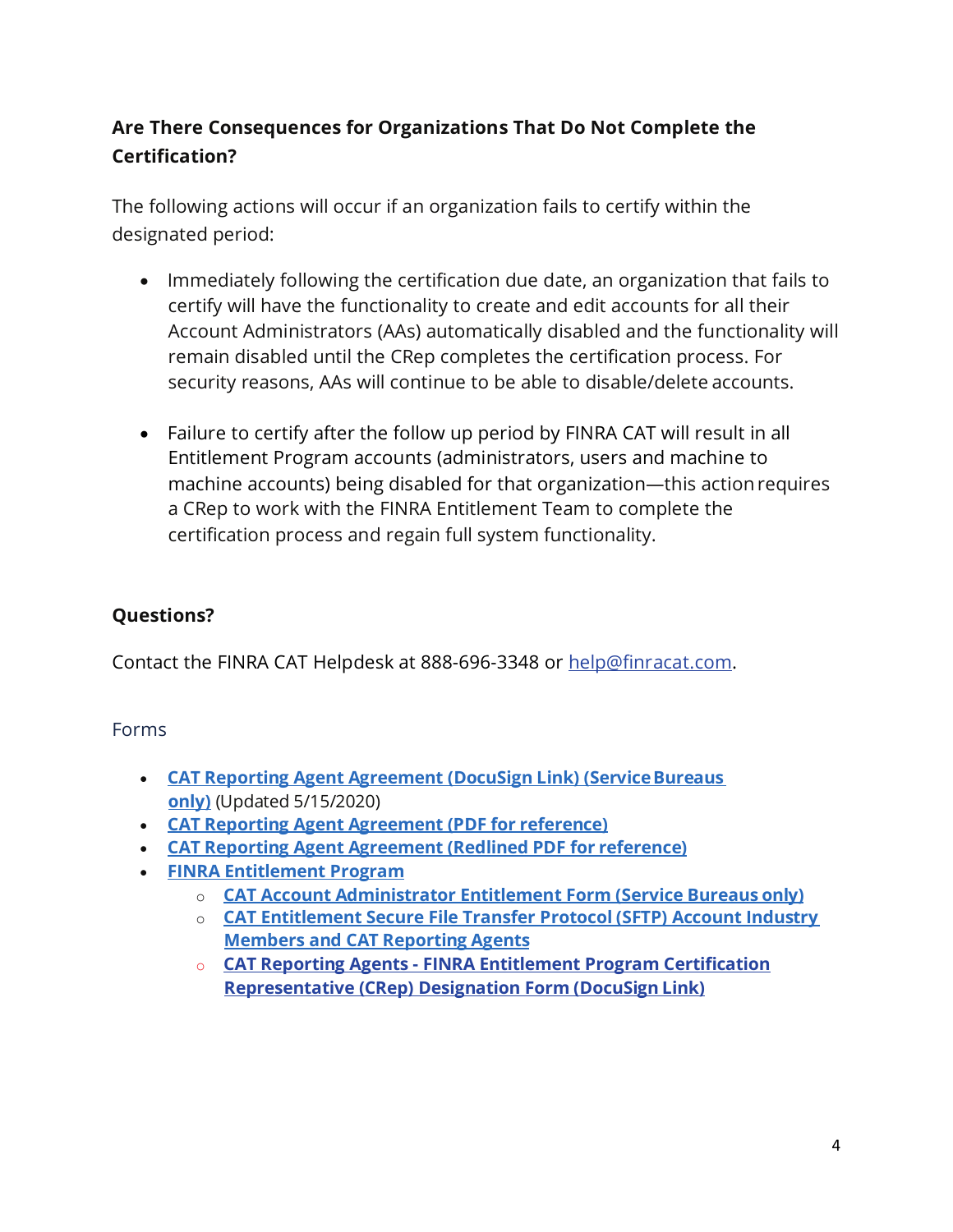**Are There Consequences for Organizations That Do Not Complete the Certification?**

The following actions will occur if an organization fails to certify within the designated period:

- Immediately following the certification due date, an organization that fails to certify will have the functionality to create and edit accounts for all their Account Administrators (AAs) automatically disabled and the functionality will remain disabled until the CRep completes the certification process. For security reasons, AAs will continue to be able to disable/delete accounts.

- Failure to certify after the follow up period by FINRA CAT will result in all Entitlement Program accounts (administrators, users and machine to machine accounts) being disabled for that organization—this action requires a CRep to work with the FINRA Entitlement Team to complete the certification process and regain full system functionality.

**Questions?**

Contact the FINRA CAT Helpdesk at 888-696-3348 or help@finracat.com.

Forms

- **CAT Reporting Agent Agreement (DocuSign Link) (Service Bureaus only)** (Updated 5/15/2020)
- **CAT Reporting Agent Agreement (PDF for reference)**
- **CAT Reporting Agent Agreement (Redlined PDF for reference)**
- **FINRA Entitlement Program**
  - **CAT Account Administrator Entitlement Form (Service Bureaus only)**
  - **CAT Entitlement Secure File Transfer Protocol (SFTP) Account Industry Members and CAT Reporting Agents**
  - **CAT Reporting Agents - FINRA Entitlement Program Certification Representative (CRep) Designation Form (DocuSign Link)**